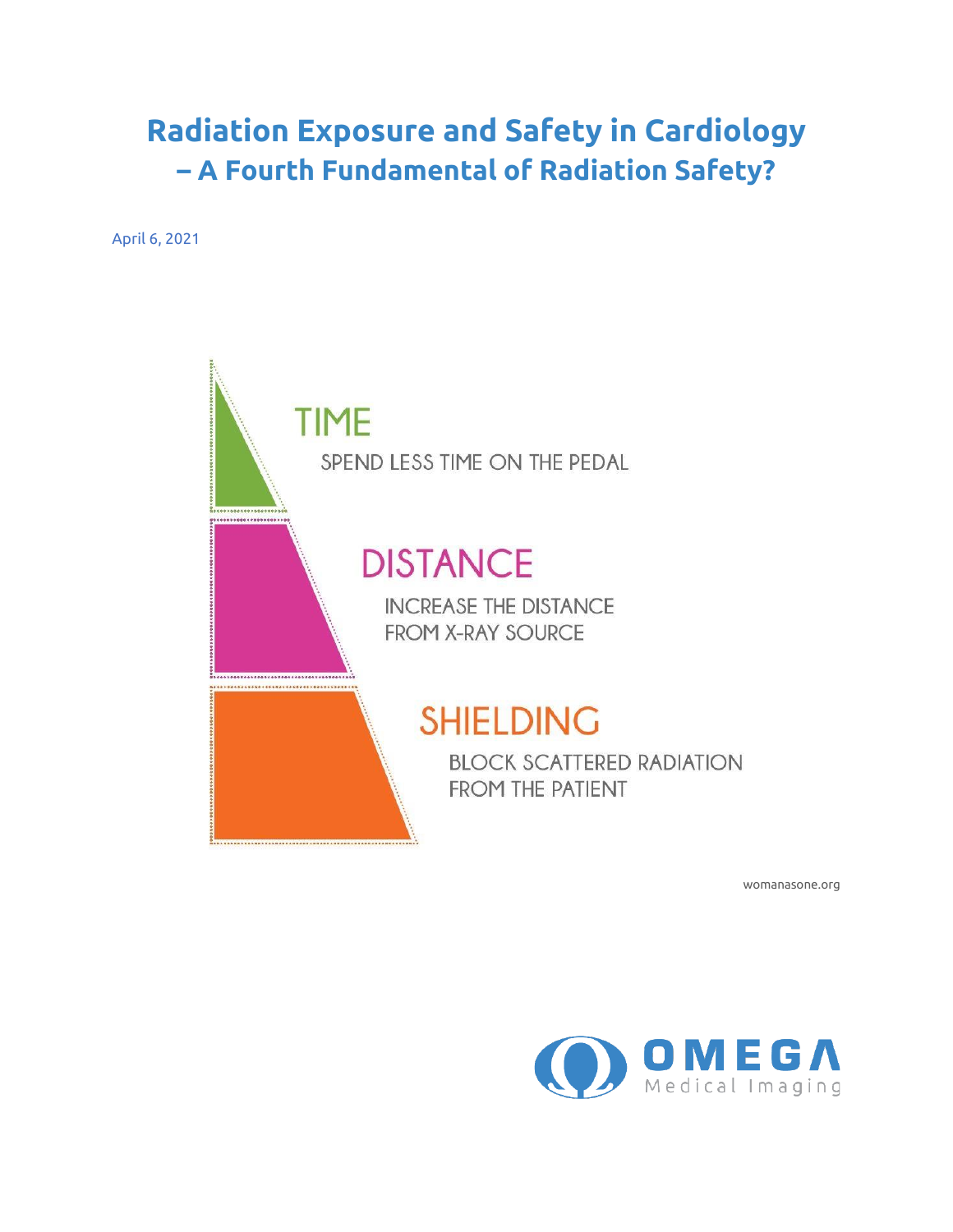# Radiation Exposure and Safety in Cardiology – A Fourth Fundamental of Radiation Safety?

April 6, 2021

TIME

SPEND LESS TIME ON THE PEDAL

DISTANCE

INCREASE THE DISTANCE FROM X-RAY SOURCE

SHIELDING

BLOCK SCATTERED RADIATION FROM THE PATIENT

womanasone.org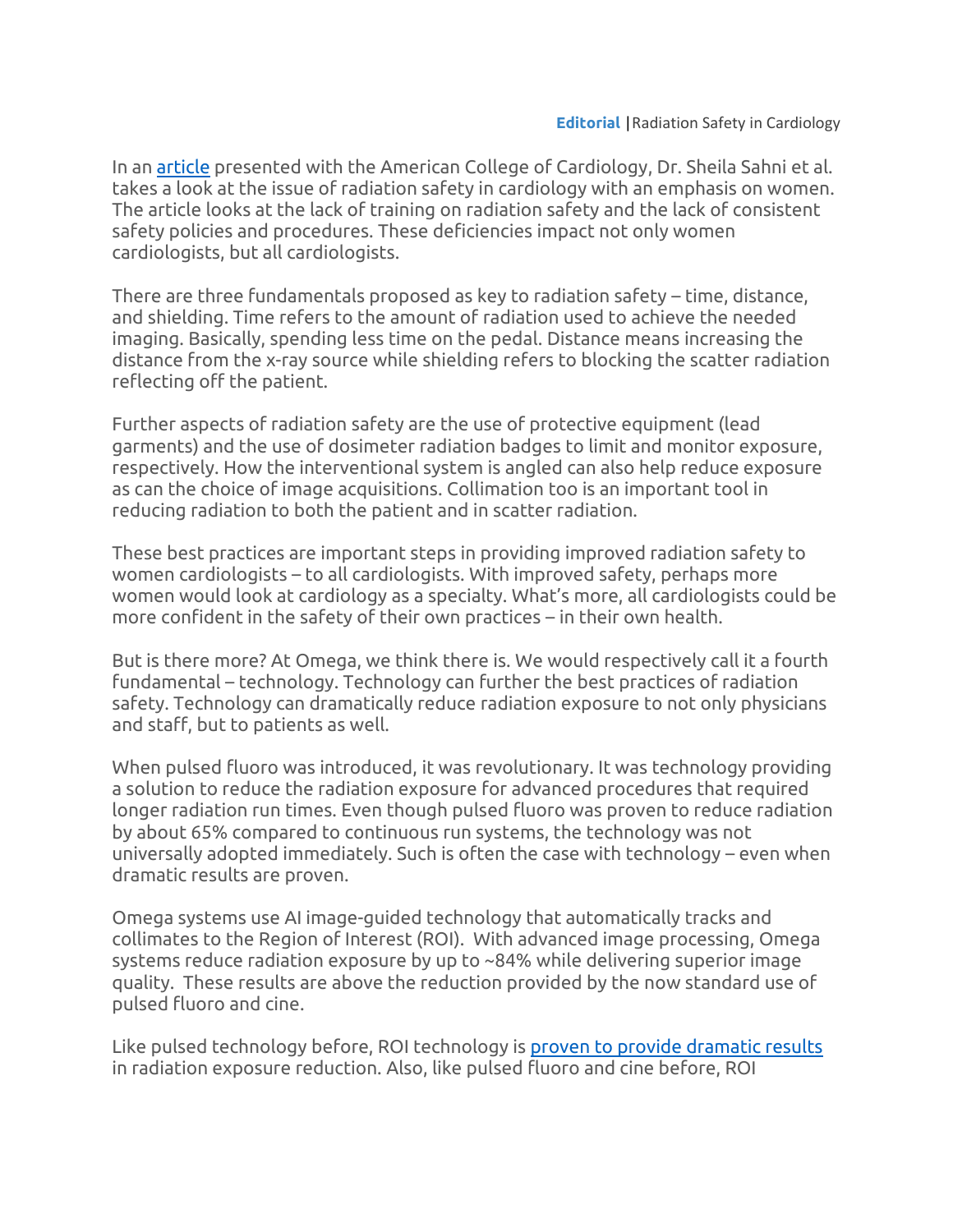**Editorial** | Radiation Safety in Cardiology

In an article presented with the American College of Cardiology, Dr. Sheila Sahni et al. takes a look at the issue of radiation safety in cardiology with an emphasis on women. The article looks at the lack of training on radiation safety and the lack of consistent safety policies and procedures. These deficiencies impact not only women cardiologists, but all cardiologists.

There are three fundamentals proposed as key to radiation safety – time, distance, and shielding. Time refers to the amount of radiation used to achieve the needed imaging. Basically, spending less time on the pedal. Distance means increasing the distance from the x-ray source while shielding refers to blocking the scatter radiation reflecting off the patient.

Further aspects of radiation safety are the use of protective equipment (lead garments) and the use of dosimeter radiation badges to limit and monitor exposure, respectively. How the interventional system is angled can also help reduce exposure as can the choice of image acquisitions. Collimation too is an important tool in reducing radiation to both the patient and in scatter radiation.

These best practices are important steps in providing improved radiation safety to women cardiologists – to all cardiologists. With improved safety, perhaps more women would look at cardiology as a specialty. What's more, all cardiologists could be more confident in the safety of their own practices – in their own health.

But is there more? At Omega, we think there is. We would respectively call it a fourth fundamental – technology. Technology can further the best practices of radiation safety. Technology can dramatically reduce radiation exposure to not only physicians and staff, but to patients as well.

When pulsed fluoro was introduced, it was revolutionary. It was technology providing a solution to reduce the radiation exposure for advanced procedures that required longer radiation run times. Even though pulsed fluoro was proven to reduce radiation by about 65% compared to continuous run systems, the technology was not universally adopted immediately. Such is often the case with technology – even when dramatic results are proven.

Omega systems use AI image-guided technology that automatically tracks and collimates to the Region of Interest (ROI). With advanced image processing, Omega systems reduce radiation exposure by up to ~84% while delivering superior image quality. These results are above the reduction provided by the now standard use of pulsed fluoro and cine.

Like pulsed technology before, ROI technology is proven to provide dramatic results in radiation exposure reduction. Also, like pulsed fluoro and cine before, ROI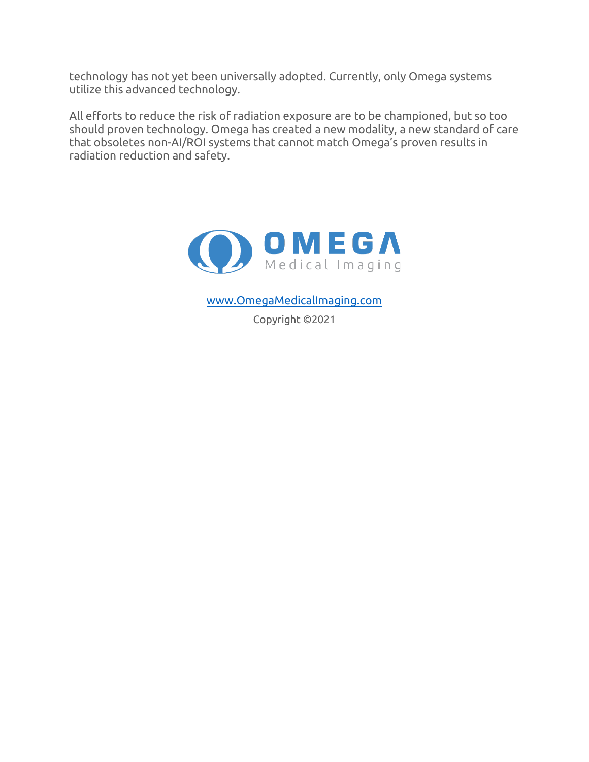technology has not yet been universally adopted. Currently, only Omega systems utilize this advanced technology.

All efforts to reduce the risk of radiation exposure are to be championed, but so too should proven technology. Omega has created a new modality, a new standard of care that obsoletes non-AI/ROI systems that cannot match Omega's proven results in radiation reduction and safety.

OMEGA
Medical Imaging

[www.OmegaMedicalImaging.com](http://www.OmegaMedicalImaging.com)

Copyright ©2021